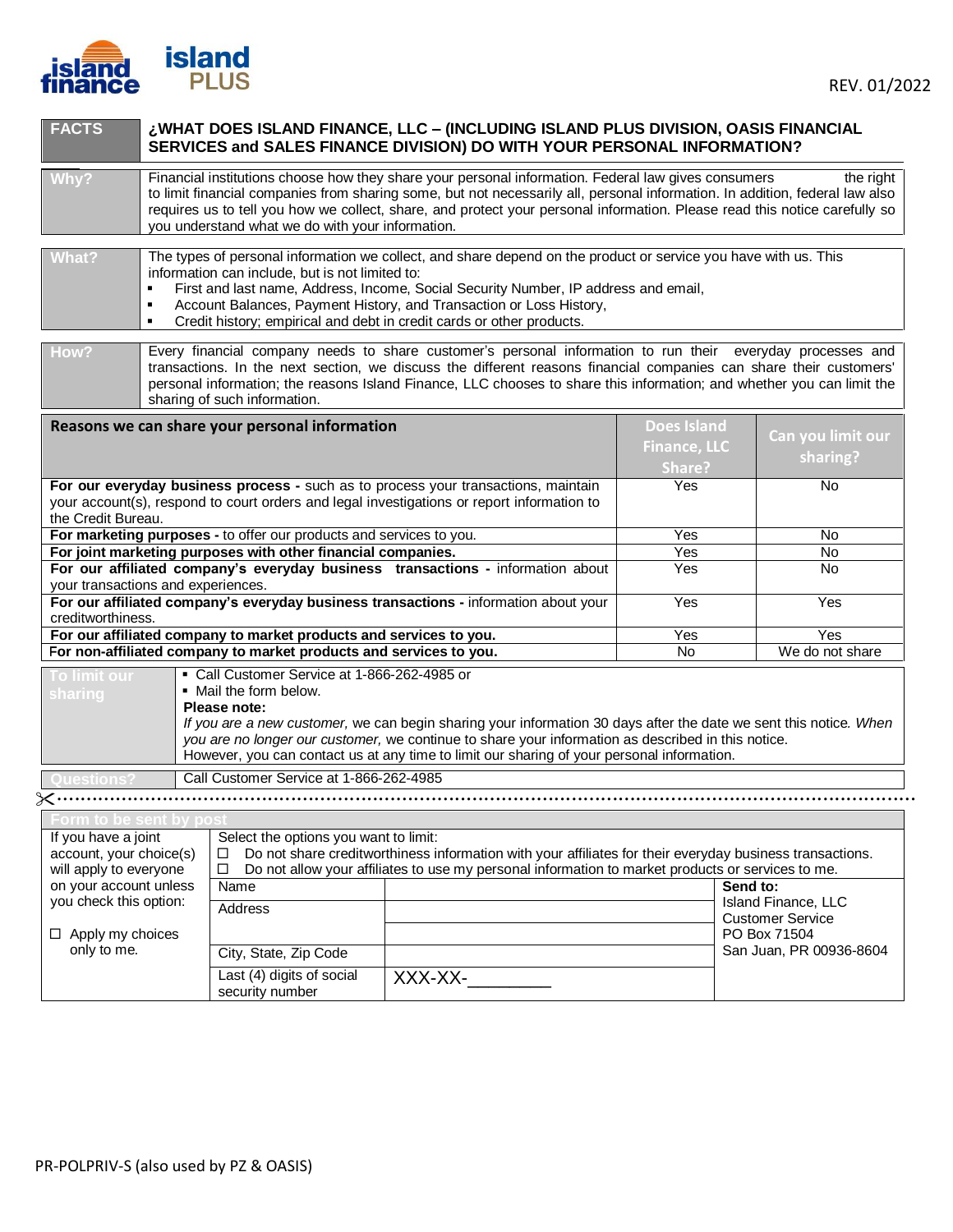REV. 01/2022

| FACTS | ¿WHAT DOES ISLAND FINANCE, LLC – (INCLUDING ISLAND PLUS DIVISION, OASIS FINANCIAL SERVICES and SALES FINANCE DIVISION) DO WITH YOUR PERSONAL INFORMATION? |
|---|---|
| Why? | Financial institutions choose how they share your personal information. Federal law gives consumers the right to limit financial companies from sharing some, but not necessarily all, personal information. In addition, federal law also requires us to tell you how we collect, share, and protect your personal information. Please read this notice carefully so you understand what we do with your information. |
| What? | The types of personal information we collect, and share depend on the product or service you have with us. This information can include, but is not limited to:<br>▪ First and last name, Address, Income, Social Security Number, IP address and email,<br>▪ Account Balances, Payment History, and Transaction or Loss History,<br>▪ Credit history; empirical and debt in credit cards or other products. |
| How? | Every financial company needs to share customer's personal information to run their everyday processes and transactions. In the next section, we discuss the different reasons financial companies can share their customers' personal information; the reasons Island Finance, LLC chooses to share this information; and whether you can limit the sharing of such information. |

| Reasons we can share your personal information | Does Island Finance, LLC Share? | Can you limit our sharing? |
|---|---|---|
| **For our everyday business process -** such as to process your transactions, maintain your account(s), respond to court orders and legal investigations or report information to the Credit Bureau. | Yes | No |
| **For marketing purposes -** to offer our products and services to you. | Yes | No |
| **For joint marketing purposes with other financial companies.** | Yes | No |
| **For our affiliated company's everyday business transactions -** information about your transactions and experiences. | Yes | No |
| **For our affiliated company's everyday business transactions -** information about your creditworthiness. | Yes | Yes |
| **For our affiliated company to market products and services to you.** | Yes | Yes |
| **For non-affiliated company to market products and services to you.** | No | We do not share |

| To limit our sharing | ▪ Call Customer Service at 1-866-262-4985 or<br>▪ Mail the form below.<br>**Please note:**<br>*If you are a new customer,* we can begin sharing your information 30 days after the date we sent this notice. *When you are no longer our customer,* we continue to share your information as described in this notice.<br>However, you can contact us at any time to limit our sharing of your personal information. |
|---|---|
| Questions? | Call Customer Service at 1-866-262-4985 |

---

**Form to be sent by post**

| If you have a joint account, your choice(s) will apply to everyone on your account unless you check this option:<br><br>☐ Apply my choices only to me. | Select the options you want to limit:<br>☐ Do not share creditworthiness information with your affiliates for their everyday business transactions.<br>☐ Do not allow your affiliates to use my personal information to market products or services to me. | | |
|---|---|---|---|
| | Name | | **Send to:**<br>Island Finance, LLC<br>Customer Service<br>PO Box 71504<br>San Juan, PR 00936-8604 |
| | Address | | |
| | | | |
| | City, State, Zip Code | | |
| | Last (4) digits of social security number | XXX-XX-________ | |

PR-POLPRIV-S (also used by PZ & OASIS)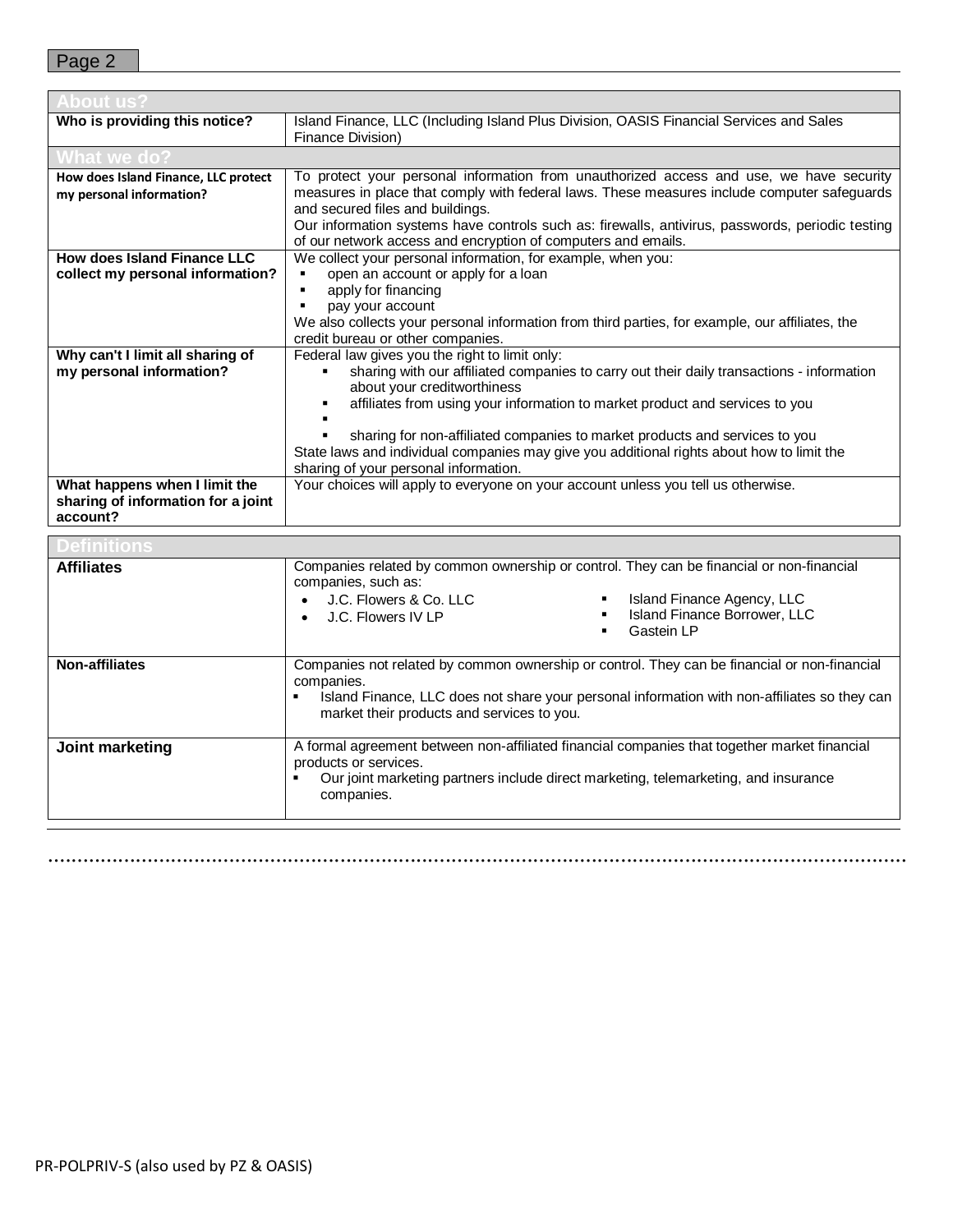| About us? | |
|---|---|
| **Who is providing this notice?** | Island Finance, LLC (Including Island Plus Division, OASIS Financial Services and Sales Finance Division) |

| What we do? | |
|---|---|
| **How does Island Finance, LLC protect my personal information?** | To protect your personal information from unauthorized access and use, we have security measures in place that comply with federal laws. These measures include computer safeguards and secured files and buildings.<br>Our information systems have controls such as: firewalls, antivirus, passwords, periodic testing of our network access and encryption of computers and emails. |
| **How does Island Finance LLC collect my personal information?** | We collect your personal information, for example, when you:<br>▪ open an account or apply for a loan<br>▪ apply for financing<br>▪ pay your account<br>We also collects your personal information from third parties, for example, our affiliates, the credit bureau or other companies. |
| **Why can't I limit all sharing of my personal information?** | Federal law gives you the right to limit only:<br>▪ sharing with our affiliated companies to carry out their daily transactions - information about your creditworthiness<br>▪ affiliates from using your information to market product and services to you<br>▪<br>▪ sharing for non-affiliated companies to market products and services to you<br>State laws and individual companies may give you additional rights about how to limit the sharing of your personal information. |
| **What happens when I limit the sharing of information for a joint account?** | Your choices will apply to everyone on your account unless you tell us otherwise. |

| Definitions | |
|---|---|
| **Affiliates** | Companies related by common ownership or control. They can be financial or non-financial companies, such as:<br>• J.C. Flowers & Co. LLC<br>• J.C. Flowers IV LP<br>▪ Island Finance Agency, LLC<br>▪ Island Finance Borrower, LLC<br>▪ Gastein LP |
| **Non-affiliates** | Companies not related by common ownership or control. They can be financial or non-financial companies.<br>▪ Island Finance, LLC does not share your personal information with non-affiliates so they can market their products and services to you. |
| **Joint marketing** | A formal agreement between non-affiliated financial companies that together market financial products or services.<br>▪ Our joint marketing partners include direct marketing, telemarketing, and insurance companies. |

PR-POLPRIV-S (also used by PZ & OASIS)